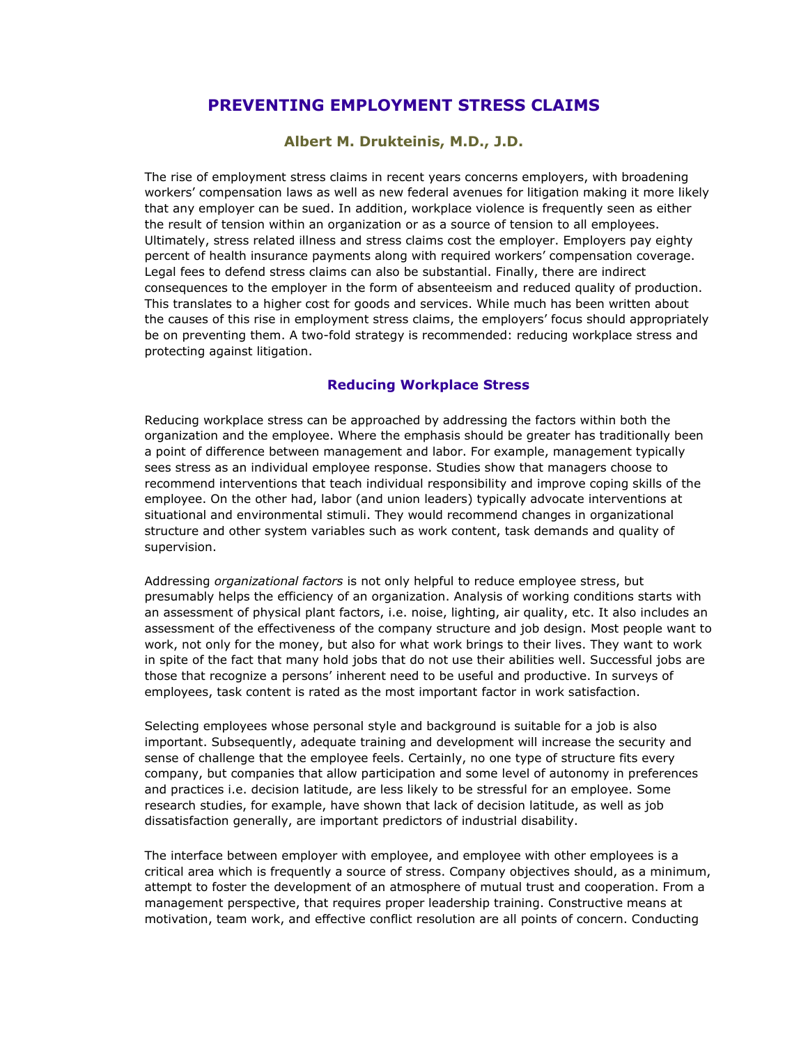# PREVENTING EMPLOYMENT STRESS CLAIMS

### Albert M. Drukteinis, M.D., J.D.

The rise of employment stress claims in recent years concerns employers, with broadening workers' compensation laws as well as new federal avenues for litigation making it more likely that any employer can be sued. In addition, workplace violence is frequently seen as either the result of tension within an organization or as a source of tension to all employees. Ultimately, stress related illness and stress claims cost the employer. Employers pay eighty percent of health insurance payments along with required workers' compensation coverage. Legal fees to defend stress claims can also be substantial. Finally, there are indirect consequences to the employer in the form of absenteeism and reduced quality of production. This translates to a higher cost for goods and services. While much has been written about the causes of this rise in employment stress claims, the employers' focus should appropriately be on preventing them. A two-fold strategy is recommended: reducing workplace stress and protecting against litigation.

## Reducing Workplace Stress

Reducing workplace stress can be approached by addressing the factors within both the organization and the employee. Where the emphasis should be greater has traditionally been a point of difference between management and labor. For example, management typically sees stress as an individual employee response. Studies show that managers choose to recommend interventions that teach individual responsibility and improve coping skills of the employee. On the other had, labor (and union leaders) typically advocate interventions at situational and environmental stimuli. They would recommend changes in organizational structure and other system variables such as work content, task demands and quality of supervision.

Addressing *organizational factors* is not only helpful to reduce employee stress, but presumably helps the efficiency of an organization. Analysis of working conditions starts with an assessment of physical plant factors, i.e. noise, lighting, air quality, etc. It also includes an assessment of the effectiveness of the company structure and job design. Most people want to work, not only for the money, but also for what work brings to their lives. They want to work in spite of the fact that many hold jobs that do not use their abilities well. Successful jobs are those that recognize a persons' inherent need to be useful and productive. In surveys of employees, task content is rated as the most important factor in work satisfaction.

Selecting employees whose personal style and background is suitable for a job is also important. Subsequently, adequate training and development will increase the security and sense of challenge that the employee feels. Certainly, no one type of structure fits every company, but companies that allow participation and some level of autonomy in preferences and practices i.e. decision latitude, are less likely to be stressful for an employee. Some research studies, for example, have shown that lack of decision latitude, as well as job dissatisfaction generally, are important predictors of industrial disability.

The interface between employer with employee, and employee with other employees is a critical area which is frequently a source of stress. Company objectives should, as a minimum, attempt to foster the development of an atmosphere of mutual trust and cooperation. From a management perspective, that requires proper leadership training. Constructive means at motivation, team work, and effective conflict resolution are all points of concern. Conducting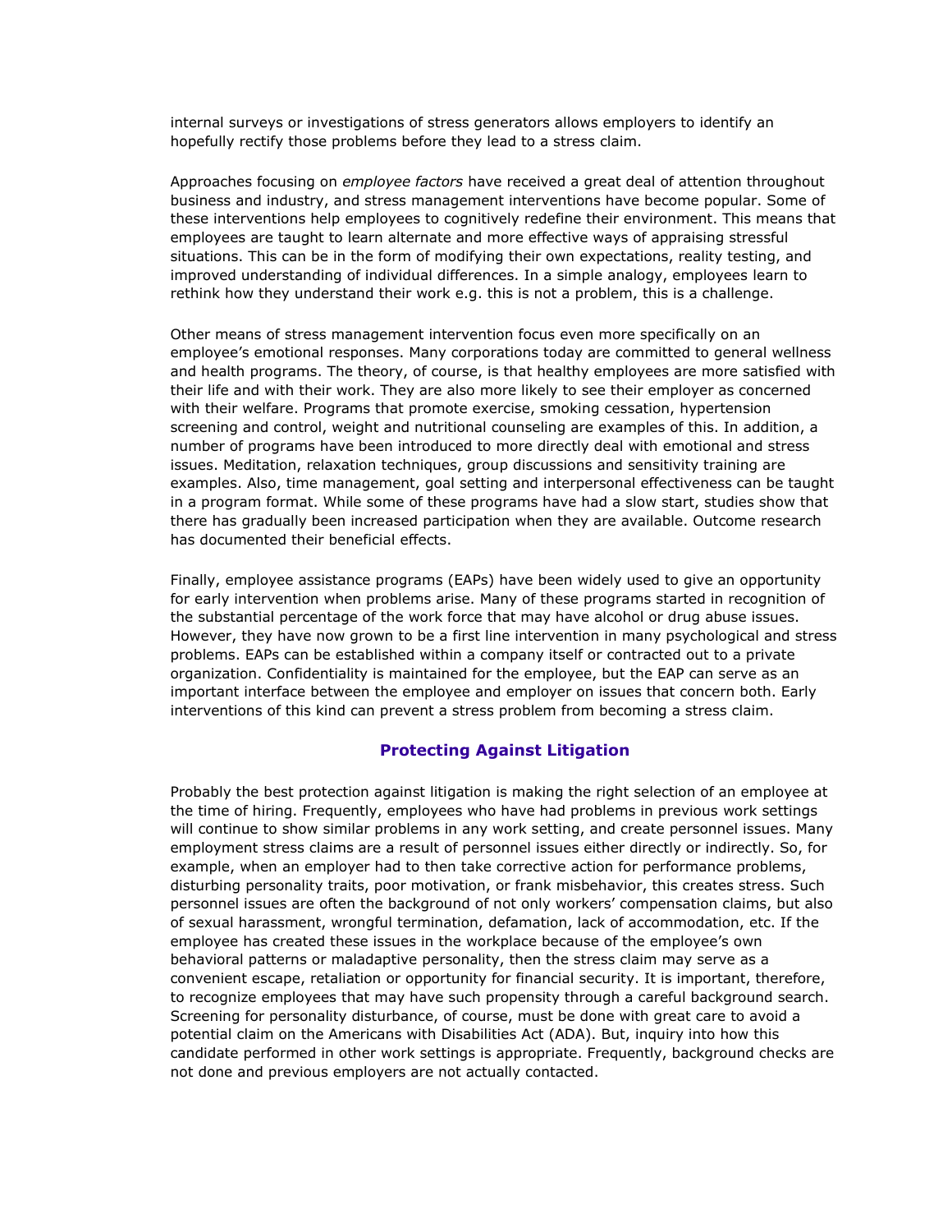internal surveys or investigations of stress generators allows employers to identify an hopefully rectify those problems before they lead to a stress claim.

Approaches focusing on *employee factors* have received a great deal of attention throughout business and industry, and stress management interventions have become popular. Some of these interventions help employees to cognitively redefine their environment. This means that employees are taught to learn alternate and more effective ways of appraising stressful situations. This can be in the form of modifying their own expectations, reality testing, and improved understanding of individual differences. In a simple analogy, employees learn to rethink how they understand their work e.g. this is not a problem, this is a challenge.

Other means of stress management intervention focus even more specifically on an employee's emotional responses. Many corporations today are committed to general wellness and health programs. The theory, of course, is that healthy employees are more satisfied with their life and with their work. They are also more likely to see their employer as concerned with their welfare. Programs that promote exercise, smoking cessation, hypertension screening and control, weight and nutritional counseling are examples of this. In addition, a number of programs have been introduced to more directly deal with emotional and stress issues. Meditation, relaxation techniques, group discussions and sensitivity training are examples. Also, time management, goal setting and interpersonal effectiveness can be taught in a program format. While some of these programs have had a slow start, studies show that there has gradually been increased participation when they are available. Outcome research has documented their beneficial effects.

Finally, employee assistance programs (EAPs) have been widely used to give an opportunity for early intervention when problems arise. Many of these programs started in recognition of the substantial percentage of the work force that may have alcohol or drug abuse issues. However, they have now grown to be a first line intervention in many psychological and stress problems. EAPs can be established within a company itself or contracted out to a private organization. Confidentiality is maintained for the employee, but the EAP can serve as an important interface between the employee and employer on issues that concern both. Early interventions of this kind can prevent a stress problem from becoming a stress claim.

## Protecting Against Litigation

Probably the best protection against litigation is making the right selection of an employee at the time of hiring. Frequently, employees who have had problems in previous work settings will continue to show similar problems in any work setting, and create personnel issues. Many employment stress claims are a result of personnel issues either directly or indirectly. So, for example, when an employer had to then take corrective action for performance problems, disturbing personality traits, poor motivation, or frank misbehavior, this creates stress. Such personnel issues are often the background of not only workers' compensation claims, but also of sexual harassment, wrongful termination, defamation, lack of accommodation, etc. If the employee has created these issues in the workplace because of the employee's own behavioral patterns or maladaptive personality, then the stress claim may serve as a convenient escape, retaliation or opportunity for financial security. It is important, therefore, to recognize employees that may have such propensity through a careful background search. Screening for personality disturbance, of course, must be done with great care to avoid a potential claim on the Americans with Disabilities Act (ADA). But, inquiry into how this candidate performed in other work settings is appropriate. Frequently, background checks are not done and previous employers are not actually contacted.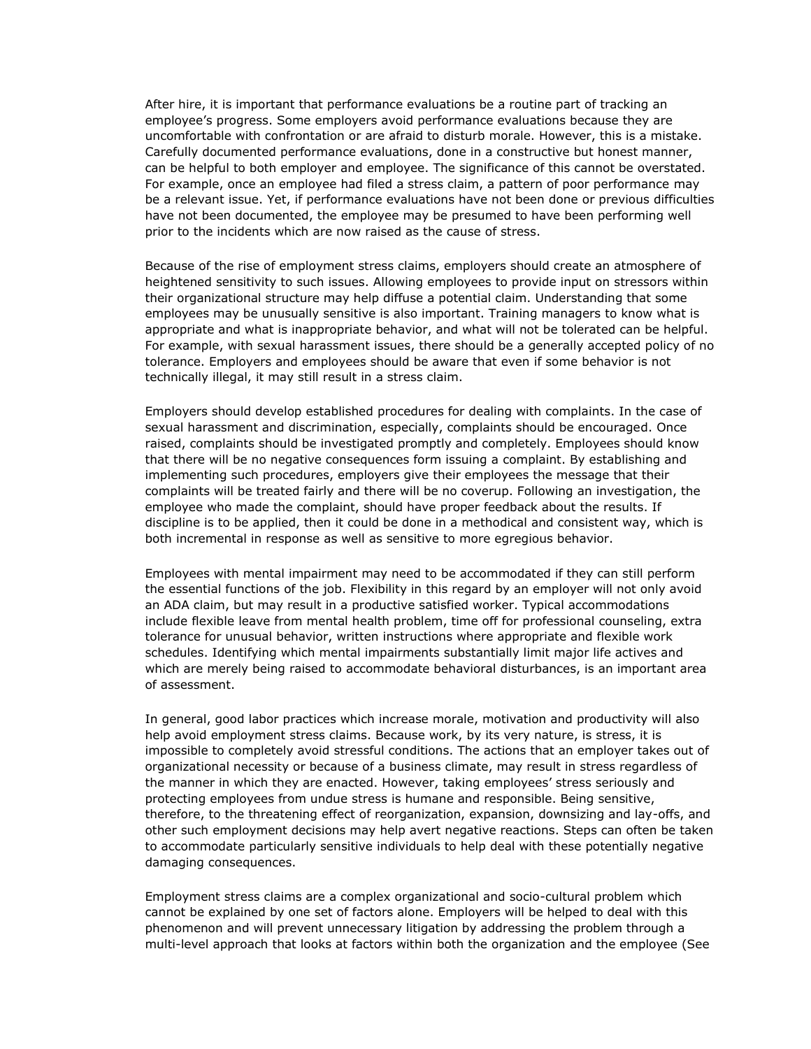After hire, it is important that performance evaluations be a routine part of tracking an employee's progress. Some employers avoid performance evaluations because they are uncomfortable with confrontation or are afraid to disturb morale. However, this is a mistake. Carefully documented performance evaluations, done in a constructive but honest manner, can be helpful to both employer and employee. The significance of this cannot be overstated. For example, once an employee had filed a stress claim, a pattern of poor performance may be a relevant issue. Yet, if performance evaluations have not been done or previous difficulties have not been documented, the employee may be presumed to have been performing well prior to the incidents which are now raised as the cause of stress.

Because of the rise of employment stress claims, employers should create an atmosphere of heightened sensitivity to such issues. Allowing employees to provide input on stressors within their organizational structure may help diffuse a potential claim. Understanding that some employees may be unusually sensitive is also important. Training managers to know what is appropriate and what is inappropriate behavior, and what will not be tolerated can be helpful. For example, with sexual harassment issues, there should be a generally accepted policy of no tolerance. Employers and employees should be aware that even if some behavior is not technically illegal, it may still result in a stress claim.

Employers should develop established procedures for dealing with complaints. In the case of sexual harassment and discrimination, especially, complaints should be encouraged. Once raised, complaints should be investigated promptly and completely. Employees should know that there will be no negative consequences form issuing a complaint. By establishing and implementing such procedures, employers give their employees the message that their complaints will be treated fairly and there will be no coverup. Following an investigation, the employee who made the complaint, should have proper feedback about the results. If discipline is to be applied, then it could be done in a methodical and consistent way, which is both incremental in response as well as sensitive to more egregious behavior.

Employees with mental impairment may need to be accommodated if they can still perform the essential functions of the job. Flexibility in this regard by an employer will not only avoid an ADA claim, but may result in a productive satisfied worker. Typical accommodations include flexible leave from mental health problem, time off for professional counseling, extra tolerance for unusual behavior, written instructions where appropriate and flexible work schedules. Identifying which mental impairments substantially limit major life actives and which are merely being raised to accommodate behavioral disturbances, is an important area of assessment.

In general, good labor practices which increase morale, motivation and productivity will also help avoid employment stress claims. Because work, by its very nature, is stress, it is impossible to completely avoid stressful conditions. The actions that an employer takes out of organizational necessity or because of a business climate, may result in stress regardless of the manner in which they are enacted. However, taking employees' stress seriously and protecting employees from undue stress is humane and responsible. Being sensitive, therefore, to the threatening effect of reorganization, expansion, downsizing and lay-offs, and other such employment decisions may help avert negative reactions. Steps can often be taken to accommodate particularly sensitive individuals to help deal with these potentially negative damaging consequences.

Employment stress claims are a complex organizational and socio-cultural problem which cannot be explained by one set of factors alone. Employers will be helped to deal with this phenomenon and will prevent unnecessary litigation by addressing the problem through a multi-level approach that looks at factors within both the organization and the employee (See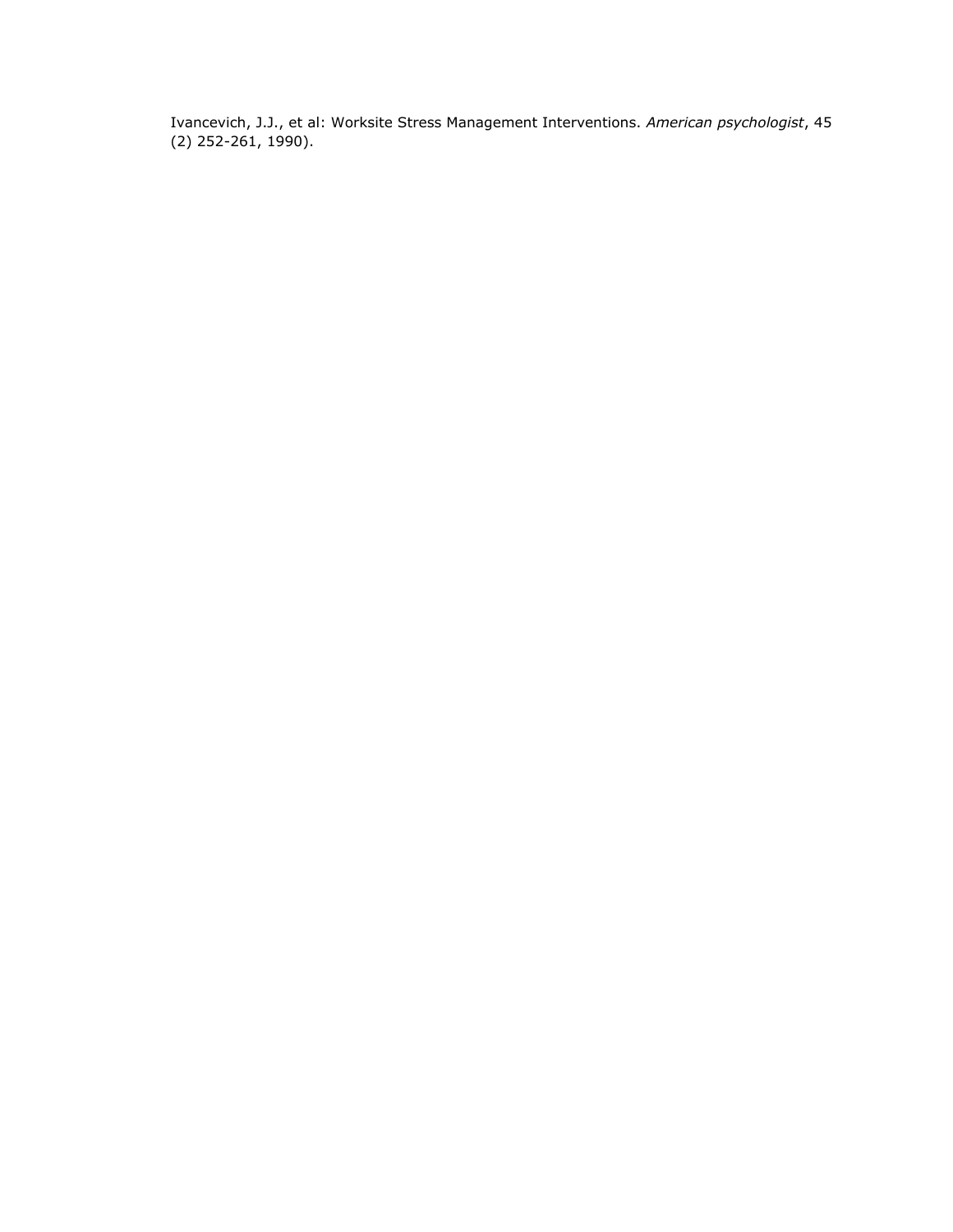Ivancevich, J.J., et al: Worksite Stress Management Interventions. *American psychologist*, 45 (2) 252-261, 1990).